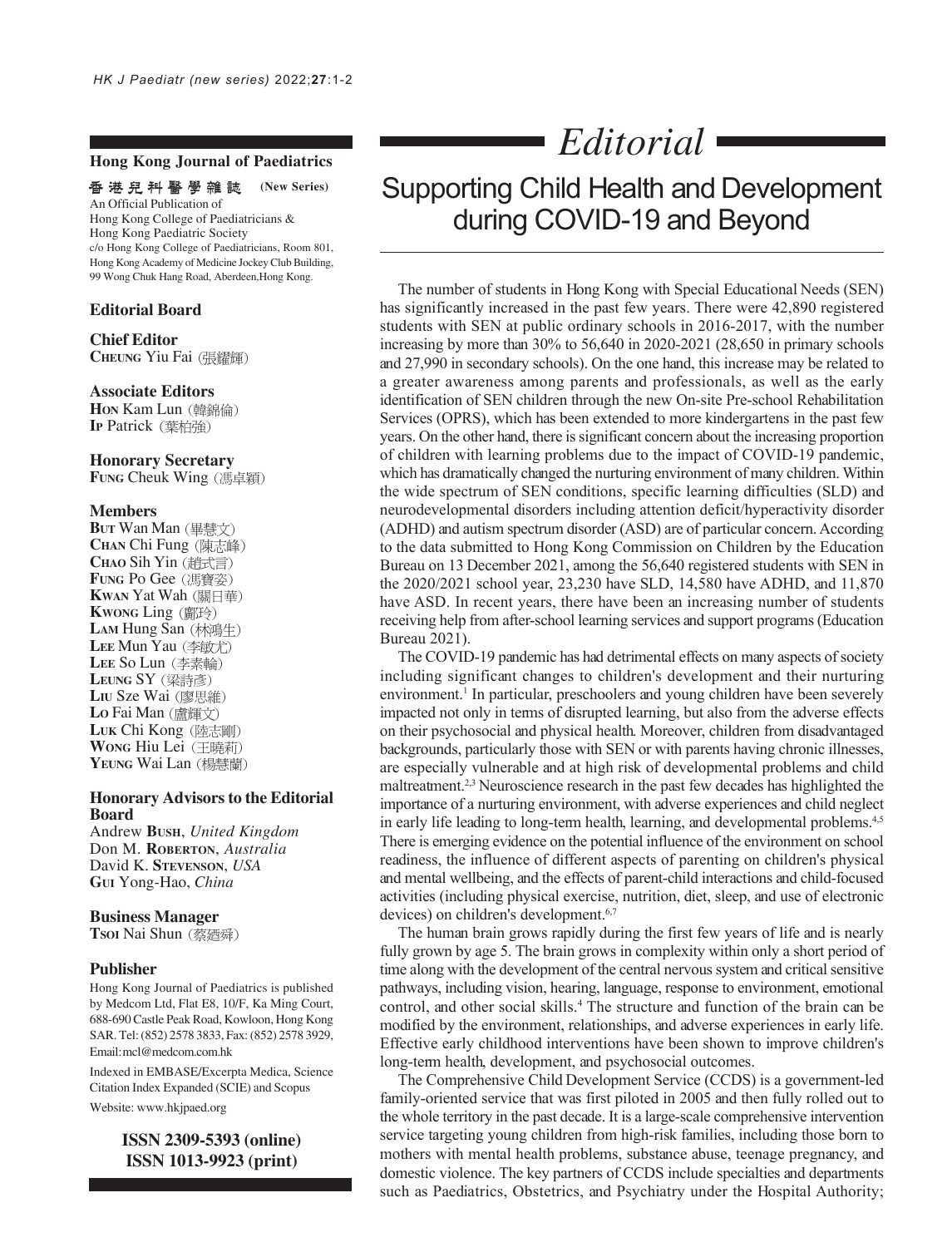**Hong Kong Journal of Paediatrics**

**香港兒科醫學雜誌 (New Series)**

An Official Publication of
Hong Kong College of Paediatricians &
Hong Kong Paediatric Society
c/o Hong Kong College of Paediatricians, Room 801,
Hong Kong Academy of Medicine Jockey Club Building,
99 Wong Chuk Hang Road, Aberdeen,Hong Kong.

**Editorial Board**

**Chief Editor**
**CHEUNG** Yiu Fai (張耀輝)

**Associate Editors**
**HON** Kam Lun (韓錦倫)
**IP** Patrick (葉柏強)

**Honorary Secretary**
**FUNG** Cheuk Wing (馮卓穎)

**Members**
**BUT** Wan Man (畢慧文)
**CHAN** Chi Fung (陳志峰)
**CHAO** Sih Yin (趙式言)
**FUNG** Po Gee (馮寶姿)
**KWAN** Yat Wah (關日華)
**KWONG** Ling (鄺玲)
**LAM** Hung San (林鴻生)
**LEE** Mun Yau (李敏尤)
**LEE** So Lun (李素輪)
**LEUNG** SY (梁詩彥)
**LIU** Sze Wai (廖思維)
**LO** Fai Man (盧輝文)
**LUK** Chi Kong (陸志剛)
**WONG** Hiu Lei (王曉莉)
**YEUNG** Wai Lan (楊慧蘭)

**Honorary Advisors to the Editorial Board**
Andrew **BUSH**, *United Kingdom*
Don M. **ROBERTON**, *Australia*
David K. **STEVENSON**, *USA*
**GUI** Yong-Hao, *China*

**Business Manager**
**TSOI** Nai Shun (蔡廼舜)

**Publisher**
Hong Kong Journal of Paediatrics is published by Medcom Ltd, Flat E8, 10/F, Ka Ming Court, 688-690 Castle Peak Road, Kowloon, Hong Kong SAR. Tel: (852) 2578 3833, Fax: (852) 2578 3929, Email: mcl@medcom.com.hk

Indexed in EMBASE/Excerpta Medica, Science Citation Index Expanded (SCIE) and Scopus

Website: www.hkjpaed.org

**ISSN 2309-5393 (online)**
**ISSN 1013-9923 (print)**

# *Editorial*

## Supporting Child Health and Development during COVID-19 and Beyond

The number of students in Hong Kong with Special Educational Needs (SEN) has significantly increased in the past few years. There were 42,890 registered students with SEN at public ordinary schools in 2016-2017, with the number increasing by more than 30% to 56,640 in 2020-2021 (28,650 in primary schools and 27,990 in secondary schools). On the one hand, this increase may be related to a greater awareness among parents and professionals, as well as the early identification of SEN children through the new On-site Pre-school Rehabilitation Services (OPRS), which has been extended to more kindergartens in the past few years. On the other hand, there is significant concern about the increasing proportion of children with learning problems due to the impact of COVID-19 pandemic, which has dramatically changed the nurturing environment of many children. Within the wide spectrum of SEN conditions, specific learning difficulties (SLD) and neurodevelopmental disorders including attention deficit/hyperactivity disorder (ADHD) and autism spectrum disorder (ASD) are of particular concern. According to the data submitted to Hong Kong Commission on Children by the Education Bureau on 13 December 2021, among the 56,640 registered students with SEN in the 2020/2021 school year, 23,230 have SLD, 14,580 have ADHD, and 11,870 have ASD. In recent years, there have been an increasing number of students receiving help from after-school learning services and support programs (Education Bureau 2021).

The COVID-19 pandemic has had detrimental effects on many aspects of society including significant changes to children's development and their nurturing environment.[1] In particular, preschoolers and young children have been severely impacted not only in terms of disrupted learning, but also from the adverse effects on their psychosocial and physical health. Moreover, children from disadvantaged backgrounds, particularly those with SEN or with parents having chronic illnesses, are especially vulnerable and at high risk of developmental problems and child maltreatment.[2,3] Neuroscience research in the past few decades has highlighted the importance of a nurturing environment, with adverse experiences and child neglect in early life leading to long-term health, learning, and developmental problems.[4,5] There is emerging evidence on the potential influence of the environment on school readiness, the influence of different aspects of parenting on children's physical and mental wellbeing, and the effects of parent-child interactions and child-focused activities (including physical exercise, nutrition, diet, sleep, and use of electronic devices) on children's development.[6,7]

The human brain grows rapidly during the first few years of life and is nearly fully grown by age 5. The brain grows in complexity within only a short period of time along with the development of the central nervous system and critical sensitive pathways, including vision, hearing, language, response to environment, emotional control, and other social skills.[4] The structure and function of the brain can be modified by the environment, relationships, and adverse experiences in early life. Effective early childhood interventions have been shown to improve children's long-term health, development, and psychosocial outcomes.

The Comprehensive Child Development Service (CCDS) is a government-led family-oriented service that was first piloted in 2005 and then fully rolled out to the whole territory in the past decade. It is a large-scale comprehensive intervention service targeting young children from high-risk families, including those born to mothers with mental health problems, substance abuse, teenage pregnancy, and domestic violence. The key partners of CCDS include specialties and departments such as Paediatrics, Obstetrics, and Psychiatry under the Hospital Authority;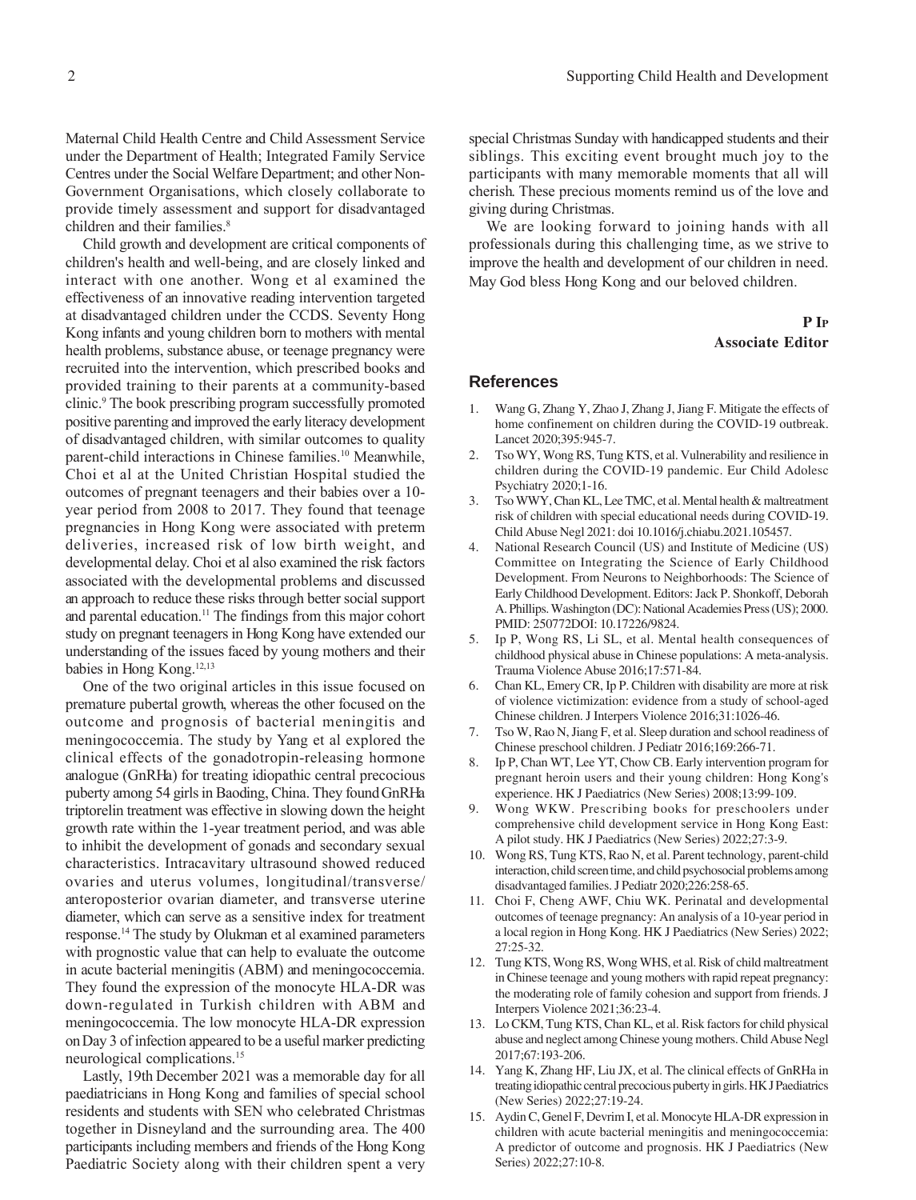Maternal Child Health Centre and Child Assessment Service under the Department of Health; Integrated Family Service Centres under the Social Welfare Department; and other Non-Government Organisations, which closely collaborate to provide timely assessment and support for disadvantaged children and their families.[8]

Child growth and development are critical components of children's health and well-being, and are closely linked and interact with one another. Wong et al examined the effectiveness of an innovative reading intervention targeted at disadvantaged children under the CCDS. Seventy Hong Kong infants and young children born to mothers with mental health problems, substance abuse, or teenage pregnancy were recruited into the intervention, which prescribed books and provided training to their parents at a community-based clinic.[9] The book prescribing program successfully promoted positive parenting and improved the early literacy development of disadvantaged children, with similar outcomes to quality parent-child interactions in Chinese families.[10] Meanwhile, Choi et al at the United Christian Hospital studied the outcomes of pregnant teenagers and their babies over a 10-year period from 2008 to 2017. They found that teenage pregnancies in Hong Kong were associated with preterm deliveries, increased risk of low birth weight, and developmental delay. Choi et al also examined the risk factors associated with the developmental problems and discussed an approach to reduce these risks through better social support and parental education.[11] The findings from this major cohort study on pregnant teenagers in Hong Kong have extended our understanding of the issues faced by young mothers and their babies in Hong Kong.[12,13]

One of the two original articles in this issue focused on premature pubertal growth, whereas the other focused on the outcome and prognosis of bacterial meningitis and meningococcemia. The study by Yang et al explored the clinical effects of the gonadotropin-releasing hormone analogue (GnRHa) for treating idiopathic central precocious puberty among 54 girls in Baoding, China. They found GnRHa triptorelin treatment was effective in slowing down the height growth rate within the 1-year treatment period, and was able to inhibit the development of gonads and secondary sexual characteristics. Intracavitary ultrasound showed reduced ovaries and uterus volumes, longitudinal/transverse/anteroposterior ovarian diameter, and transverse uterine diameter, which can serve as a sensitive index for treatment response.[14] The study by Olukman et al examined parameters with prognostic value that can help to evaluate the outcome in acute bacterial meningitis (ABM) and meningococcemia. They found the expression of the monocyte HLA-DR was down-regulated in Turkish children with ABM and meningococcemia. The low monocyte HLA-DR expression on Day 3 of infection appeared to be a useful marker predicting neurological complications.[15]

Lastly, 19th December 2021 was a memorable day for all paediatricians in Hong Kong and families of special school residents and students with SEN who celebrated Christmas together in Disneyland and the surrounding area. The 400 participants including members and friends of the Hong Kong Paediatric Society along with their children spent a very special Christmas Sunday with handicapped students and their siblings. This exciting event brought much joy to the participants with many memorable moments that all will cherish. These precious moments remind us of the love and giving during Christmas.

We are looking forward to joining hands with all professionals during this challenging time, as we strive to improve the health and development of our children in need. May God bless Hong Kong and our beloved children.

**P Ip**
**Associate Editor**

## References

1. Wang G, Zhang Y, Zhao J, Zhang J, Jiang F. Mitigate the effects of home confinement on children during the COVID-19 outbreak. Lancet 2020;395:945-7.
2. Tso WY, Wong RS, Tung KTS, et al. Vulnerability and resilience in children during the COVID-19 pandemic. Eur Child Adolesc Psychiatry 2020;1-16.
3. Tso WWY, Chan KL, Lee TMC, et al. Mental health & maltreatment risk of children with special educational needs during COVID-19. Child Abuse Negl 2021: doi 10.1016/j.chiabu.2021.105457.
4. National Research Council (US) and Institute of Medicine (US) Committee on Integrating the Science of Early Childhood Development. From Neurons to Neighborhoods: The Science of Early Childhood Development. Editors: Jack P. Shonkoff, Deborah A. Phillips. Washington (DC): National Academies Press (US); 2000. PMID: 250772DOI: 10.17226/9824.
5. Ip P, Wong RS, Li SL, et al. Mental health consequences of childhood physical abuse in Chinese populations: A meta-analysis. Trauma Violence Abuse 2016;17:571-84.
6. Chan KL, Emery CR, Ip P. Children with disability are more at risk of violence victimization: evidence from a study of school-aged Chinese children. J Interpers Violence 2016;31:1026-46.
7. Tso W, Rao N, Jiang F, et al. Sleep duration and school readiness of Chinese preschool children. J Pediatr 2016;169:266-71.
8. Ip P, Chan WT, Lee YT, Chow CB. Early intervention program for pregnant heroin users and their young children: Hong Kong's experience. HK J Paediatrics (New Series) 2008;13:99-109.
9. Wong WKW. Prescribing books for preschoolers under comprehensive child development service in Hong Kong East: A pilot study. HK J Paediatrics (New Series) 2022;27:3-9.
10. Wong RS, Tung KTS, Rao N, et al. Parent technology, parent-child interaction, child screen time, and child psychosocial problems among disadvantaged families. J Pediatr 2020;226:258-65.
11. Choi F, Cheng AWF, Chiu WK. Perinatal and developmental outcomes of teenage pregnancy: An analysis of a 10-year period in a local region in Hong Kong. HK J Paediatrics (New Series) 2022; 27:25-32.
12. Tung KTS, Wong RS, Wong WHS, et al. Risk of child maltreatment in Chinese teenage and young mothers with rapid repeat pregnancy: the moderating role of family cohesion and support from friends. J Interpers Violence 2021;36:23-4.
13. Lo CKM, Tung KTS, Chan KL, et al. Risk factors for child physical abuse and neglect among Chinese young mothers. Child Abuse Negl 2017;67:193-206.
14. Yang K, Zhang HF, Liu JX, et al. The clinical effects of GnRHa in treating idiopathic central precocious puberty in girls. HK J Paediatrics (New Series) 2022;27:19-24.
15. Aydin C, Genel F, Devrim I, et al. Monocyte HLA-DR expression in children with acute bacterial meningitis and meningococcemia: A predictor of outcome and prognosis. HK J Paediatrics (New Series) 2022;27:10-8.